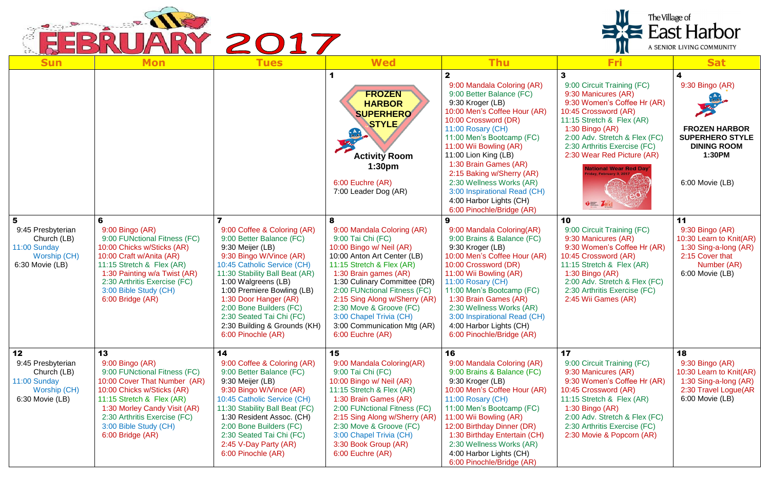# FEBRUARY 2017

**The Village of East Harbor** — A SENIOR LIVING COMMUNITY

| Sun | Mon | Tues | Wed | Thu | Fri | Sat |
|---|---|---|---|---|---|---|
| | | | **1**<br>**FROZEN HARBOR SUPERHERO STYLE**<br>**Activity Room 1:30pm**<br>6:00 Euchre (AR)<br>7:00 Leader Dog (AR) | **2**<br>9:00 Mandala Coloring (AR)<br>9:00 Better Balance (FC)<br>9:30 Kroger (LB)<br>10:00 Men's Coffee Hour (AR)<br>10:00 Crossword (DR)<br>11:00 Rosary (CH)<br>11:00 Men's Bootcamp (FC)<br>11:00 Wii Bowling (AR)<br>11:00 Lion King (LB)<br>1:30 Brain Games (AR)<br>2:15 Baking w/Sherry (AR)<br>2:30 Wellness Works (AR)<br>3:00 Inspirational Read (CH)<br>4:00 Harbor Lights (CH)<br>6:00 Pinochle/Bridge (AR) | **3**<br>9:00 Circuit Training (FC)<br>9:30 Manicures (AR)<br>9:30 Women's Coffee Hr (AR)<br>10:45 Crossword (AR)<br>11:15 Stretch & Flex (AR)<br>1:30 Bingo (AR)<br>2:00 Adv. Stretch & Flex (FC)<br>2:30 Arthritis Exercise (FC)<br>2:30 Wear Red Picture (AR)<br>National Wear Red Day<br>Friday, February 3, 2017 | **4**<br>9:30 Bingo (AR)<br>**FROZEN HARBOR SUPERHERO STYLE DINING ROOM 1:30PM**<br>6:00 Movie (LB) |
| **5**<br>9:45 Presbyterian Church (LB)<br>11:00 Sunday Worship (CH)<br>6:30 Movie (LB) | **6**<br>9:00 Bingo (AR)<br>9:00 FUNctional Fitness (FC)<br>10:00 Chicks w/Sticks (AR)<br>10:00 Craft w/Anita (AR)<br>11:15 Stretch & Flex (AR)<br>1:30 Painting w/a Twist (AR)<br>2:30 Arthritis Exercise (FC)<br>3:00 Bible Study (CH)<br>6:00 Bridge (AR) | **7**<br>9:00 Coffee & Coloring (AR)<br>9:00 Better Balance (FC)<br>9:30 Meijer (LB)<br>9:30 Bingo W/Vince (AR)<br>10:45 Catholic Service (CH)<br>11:30 Stability Ball Beat (AR)<br>1:00 Walgreens (LB)<br>1:00 Premiere Bowling (LB)<br>1:30 Door Hanger (AR)<br>2:00 Bone Builders (FC)<br>2:30 Seated Tai Chi (FC)<br>2:30 Building & Grounds (KH)<br>6:00 Pinochle (AR) | **8**<br>9:00 Mandala Coloring (AR)<br>9:00 Tai Chi (FC)<br>10:00 Bingo w/ Neil (AR)<br>10:00 Anton Art Center (LB)<br>11:15 Stretch & Flex (AR)<br>1:30 Brain games (AR)<br>1:30 Culinary Committee (DR)<br>2:00 FUNctional Fitness (FC)<br>2:15 Sing Along w/Sherry (AR)<br>2:30 Move & Groove (FC)<br>3:00 Chapel Trivia (CH)<br>3:00 Communication Mtg (AR)<br>6:00 Euchre (AR) | **9**<br>9:00 Mandala Coloring(AR)<br>9:00 Brains & Balance (FC)<br>9:30 Kroger (LB)<br>10:00 Men's Coffee Hour (AR)<br>10:00 Crossword (DR)<br>11:00 Wii Bowling (AR)<br>11:00 Rosary (CH)<br>11:00 Men's Bootcamp (FC)<br>1:30 Brain Games (AR)<br>2:30 Wellness Works (AR)<br>3:00 Inspirational Read (CH)<br>4:00 Harbor Lights (CH)<br>6:00 Pinochle/Bridge (AR) | **10**<br>9:00 Circuit Training (FC)<br>9:30 Manicures (AR)<br>9:30 Women's Coffee Hr (AR)<br>10:45 Crossword (AR)<br>11:15 Stretch & Flex (AR)<br>1:30 Bingo (AR)<br>2:00 Adv. Stretch & Flex (FC)<br>2:30 Arthritis Exercise (FC)<br>2:45 Wii Games (AR) | **11**<br>9:30 Bingo (AR)<br>10:30 Learn to Knit(AR)<br>1:30 Sing-a-long (AR)<br>2:15 Cover that Number (AR)<br>6:00 Movie (LB) |
| **12**<br>9:45 Presbyterian Church (LB)<br>11:00 Sunday Worship (CH)<br>6:30 Movie (LB) | **13**<br>9:00 Bingo (AR)<br>9:00 FUNctional Fitness (FC)<br>10:00 Cover That Number (AR)<br>10:00 Chicks w/Sticks (AR)<br>11:15 Stretch & Flex (AR)<br>1:30 Morley Candy Visit (AR)<br>2:30 Arthritis Exercise (FC)<br>3:00 Bible Study (CH)<br>6:00 Bridge (AR) | **14**<br>9:00 Coffee & Coloring (AR)<br>9:00 Better Balance (FC)<br>9:30 Meijer (LB)<br>9:30 Bingo W/Vince (AR)<br>10:45 Catholic Service (CH)<br>11:30 Stability Ball Beat (FC)<br>1:30 Resident Assoc. (CH)<br>2:00 Bone Builders (FC)<br>2:30 Seated Tai Chi (FC)<br>2:45 V-Day Party (AR)<br>6:00 Pinochle (AR) | **15**<br>9:00 Mandala Coloring(AR)<br>9:00 Tai Chi (FC)<br>10:00 Bingo w/ Neil (AR)<br>11:15 Stretch & Flex (AR)<br>1:30 Brain Games (AR)<br>2:00 FUNctional Fitness (FC)<br>2:15 Sing Along w/Sherry (AR)<br>2:30 Move & Groove (FC)<br>3:00 Chapel Trivia (CH)<br>3:30 Book Group (AR)<br>6:00 Euchre (AR) | **16**<br>9:00 Mandala Coloring (AR)<br>9:00 Brains & Balance (FC)<br>9:30 Kroger (LB)<br>10:00 Men's Coffee Hour (AR)<br>11:00 Rosary (CH)<br>11:00 Men's Bootcamp (FC)<br>11:00 Wii Bowling (AR)<br>12:00 Birthday Dinner (DR)<br>1:30 Birthday Entertain (CH)<br>2:30 Wellness Works (AR)<br>4:00 Harbor Lights (CH)<br>6:00 Pinochle/Bridge (AR) | **17**<br>9:00 Circuit Training (FC)<br>9:30 Manicures (AR)<br>9:30 Women's Coffee Hr (AR)<br>10:45 Crossword (AR)<br>11:15 Stretch & Flex (AR)<br>1:30 Bingo (AR)<br>2:00 Adv. Stretch & Flex (FC)<br>2:30 Arthritis Exercise (FC)<br>2:30 Movie & Popcorn (AR) | **18**<br>9:30 Bingo (AR)<br>10:30 Learn to Knit(AR)<br>1:30 Sing-a-long (AR)<br>2:30 Travel Logue(AR<br>6:00 Movie (LB) |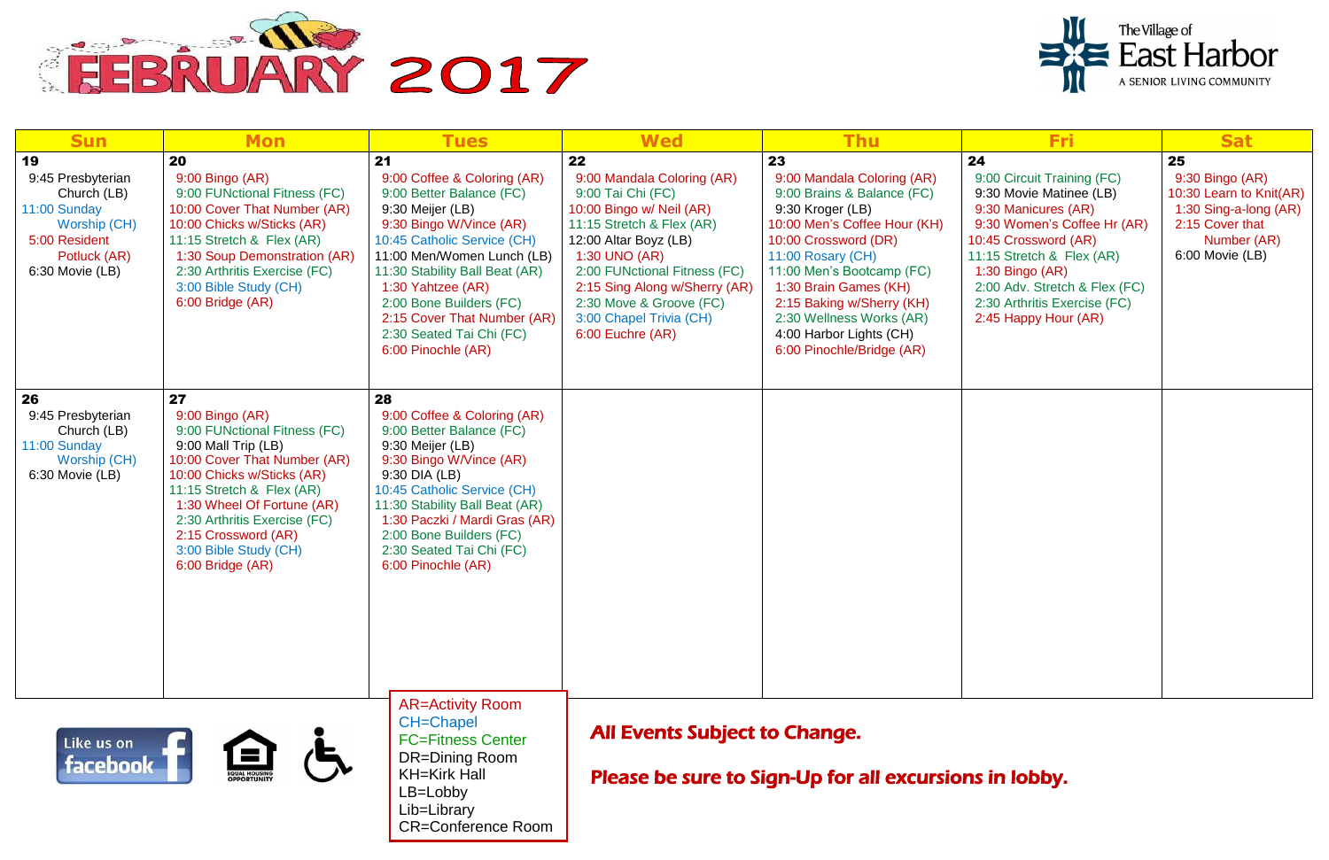# FEBRUARY 2017

The Village of East Harbor
A SENIOR LIVING COMMUNITY

| Sun | Mon | Tues | Wed | Thu | Fri | Sat |
|---|---|---|---|---|---|---|
| **19**<br>9:45 Presbyterian Church (LB)<br>11:00 Sunday Worship (CH)<br>5:00 Resident Potluck (AR)<br>6:30 Movie (LB) | **20**<br>9:00 Bingo (AR)<br>9:00 FUNctional Fitness (FC)<br>10:00 Cover That Number (AR)<br>10:00 Chicks w/Sticks (AR)<br>11:15 Stretch & Flex (AR)<br>1:30 Soup Demonstration (AR)<br>2:30 Arthritis Exercise (FC)<br>3:00 Bible Study (CH)<br>6:00 Bridge (AR) | **21**<br>9:00 Coffee & Coloring (AR)<br>9:00 Better Balance (FC)<br>9:30 Meijer (LB)<br>9:30 Bingo W/Vince (AR)<br>10:45 Catholic Service (CH)<br>11:00 Men/Women Lunch (LB)<br>11:30 Stability Ball Beat (AR)<br>1:30 Yahtzee (AR)<br>2:00 Bone Builders (FC)<br>2:15 Cover That Number (AR)<br>2:30 Seated Tai Chi (FC)<br>6:00 Pinochle (AR) | **22**<br>9:00 Mandala Coloring (AR)<br>9:00 Tai Chi (FC)<br>10:00 Bingo w/ Neil (AR)<br>11:15 Stretch & Flex (AR)<br>12:00 Altar Boyz (LB)<br>1:30 UNO (AR)<br>2:00 FUNctional Fitness (FC)<br>2:15 Sing Along w/Sherry (AR)<br>2:30 Move & Groove (FC)<br>3:00 Chapel Trivia (CH)<br>6:00 Euchre (AR) | **23**<br>9:00 Mandala Coloring (AR)<br>9:00 Brains & Balance (FC)<br>9:30 Kroger (LB)<br>10:00 Men's Coffee Hour (KH)<br>10:00 Crossword (DR)<br>11:00 Rosary (CH)<br>11:00 Men's Bootcamp (FC)<br>1:30 Brain Games (KH)<br>2:15 Baking w/Sherry (KH)<br>2:30 Wellness Works (AR)<br>4:00 Harbor Lights (CH)<br>6:00 Pinochle/Bridge (AR) | **24**<br>9:00 Circuit Training (FC)<br>9:30 Movie Matinee (LB)<br>9:30 Manicures (AR)<br>9:30 Women's Coffee Hr (AR)<br>10:45 Crossword (AR)<br>11:15 Stretch & Flex (AR)<br>1:30 Bingo (AR)<br>2:00 Adv. Stretch & Flex (FC)<br>2:30 Arthritis Exercise (FC)<br>2:45 Happy Hour (AR) | **25**<br>9:30 Bingo (AR)<br>10:30 Learn to Knit(AR)<br>1:30 Sing-a-long (AR)<br>2:15 Cover that Number (AR)<br>6:00 Movie (LB) |
| **26**<br>9:45 Presbyterian Church (LB)<br>11:00 Sunday Worship (CH)<br>6:30 Movie (LB) | **27**<br>9:00 Bingo (AR)<br>9:00 FUNctional Fitness (FC)<br>9:00 Mall Trip (LB)<br>10:00 Cover That Number (AR)<br>10:00 Chicks w/Sticks (AR)<br>11:15 Stretch & Flex (AR)<br>1:30 Wheel Of Fortune (AR)<br>2:30 Arthritis Exercise (FC)<br>2:15 Crossword (AR)<br>3:00 Bible Study (CH)<br>6:00 Bridge (AR) | **28**<br>9:00 Coffee & Coloring (AR)<br>9:00 Better Balance (FC)<br>9:30 Meijer (LB)<br>9:30 Bingo W/Vince (AR)<br>9:30 DIA (LB)<br>10:45 Catholic Service (CH)<br>11:30 Stability Ball Beat (AR)<br>1:30 Paczki / Mardi Gras (AR)<br>2:00 Bone Builders (FC)<br>2:30 Seated Tai Chi (FC)<br>6:00 Pinochle (AR) | | | | |

Like us on facebook

EQUAL HOUSING OPPORTUNITY

AR=Activity Room
CH=Chapel
FC=Fitness Center
DR=Dining Room
KH=Kirk Hall
LB=Lobby
Lib=Library
CR=Conference Room

**All Events Subject to Change.**

**Please be sure to Sign-Up for all excursions in lobby.**